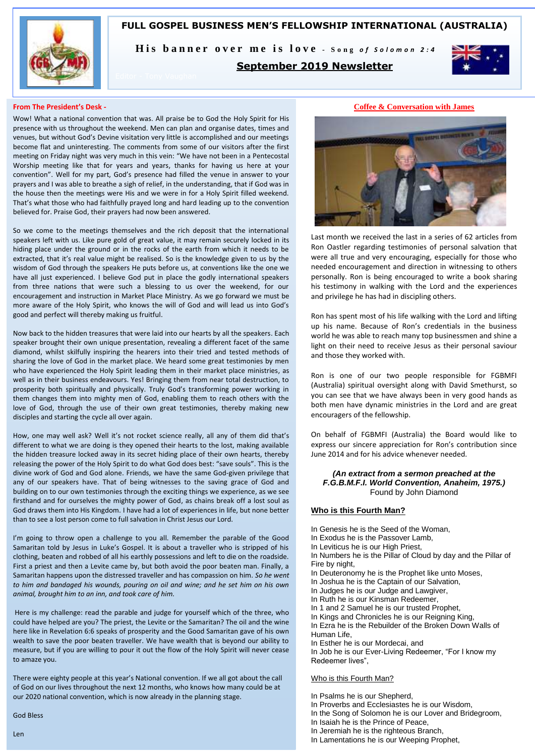# FULL GOSPEL BUSINESS MEN'S FELLOWSHIP INTERNATIONAL (AUSTRALIA)

**His banner over me is love** - *Song of Solomon 2:4*

## September 2019 Newsletter

Editor - Tony Vaughan

### From The President's Desk -

Wow! What a national convention that was. All praise be to God the Holy Spirit for His presence with us throughout the weekend. Men can plan and organise dates, times and venues, but without God's Devine visitation very little is accomplished and our meetings become flat and uninteresting. The comments from some of our visitors after the first meeting on Friday night was very much in this vein: "We have not been in a Pentecostal Worship meeting like that for years and years, thanks for having us here at your convention". Well for my part, God's presence had filled the venue in answer to your prayers and I was able to breathe a sigh of relief, in the understanding, that if God was in the house then the meetings were His and we were in for a Holy Spirit filled weekend. That's what those who had faithfully prayed long and hard leading up to the convention believed for. Praise God, their prayers had now been answered.

So we come to the meetings themselves and the rich deposit that the international speakers left with us. Like pure gold of great value, it may remain securely locked in its hiding place under the ground or in the rocks of the earth from which it needs to be extracted, that it's real value might be realised. So is the knowledge given to us by the wisdom of God through the speakers He puts before us, at conventions like the one we have all just experienced. I believe God put in place the godly international speakers from three nations that were such a blessing to us over the weekend, for our encouragement and instruction in Market Place Ministry. As we go forward we must be more aware of the Holy Spirit, who knows the will of God and will lead us into God's good and perfect will thereby making us fruitful.

Now back to the hidden treasures that were laid into our hearts by all the speakers. Each speaker brought their own unique presentation, revealing a different facet of the same diamond, whilst skilfully inspiring the hearers into their tried and tested methods of sharing the love of God in the market place. We heard some great testimonies by men who have experienced the Holy Spirit leading them in their market place ministries, as well as in their business endeavours. Yes! Bringing them from near total destruction, to prosperity both spiritually and physically. Truly God's transforming power working in them changes them into mighty men of God, enabling them to reach others with the love of God, through the use of their own great testimonies, thereby making new disciples and starting the cycle all over again.

How, one may well ask? Well it's not rocket science really, all any of them did that's different to what we are doing is they opened their hearts to the lost, making available the hidden treasure locked away in its secret hiding place of their own hearts, thereby releasing the power of the Holy Spirit to do what God does best: "save souls". This is the divine work of God and God alone. Friends, we have the same God-given privilege that any of our speakers have. That of being witnesses to the saving grace of God and building on to our own testimonies through the exciting things we experience, as we see firsthand and for ourselves the mighty power of God, as chains break off a lost soul as God draws them into His Kingdom. I have had a lot of experiences in life, but none better than to see a lost person come to full salvation in Christ Jesus our Lord.

I'm going to throw open a challenge to you all. Remember the parable of the Good Samaritan told by Jesus in Luke's Gospel. It is about a traveller who is stripped of his clothing, beaten and robbed of all his earthly possessions and left to die on the roadside. First a priest and then a Levite came by, but both avoid the poor beaten man. Finally, a Samaritan happens upon the distressed traveller and has compassion on him. *So he went to him and bandaged his wounds, pouring on oil and wine; and he set him on his own animal, brought him to an inn, and took care of him.*

Here is my challenge: read the parable and judge for yourself which of the three, who could have helped are you? The priest, the Levite or the Samaritan? The oil and the wine here like in Revelation 6:6 speaks of prosperity and the Good Samaritan gave of his own wealth to save the poor beaten traveller. We have wealth that is beyond our ability to measure, but if you are willing to pour it out the flow of the Holy Spirit will never cease to amaze you.

There were eighty people at this year's National convention. If we all got about the call of God on our lives throughout the next 12 months, who knows how many could be at our 2020 national convention, which is now already in the planning stage.

God Bless

Len

### Coffee & Conversation with James

Last month we received the last in a series of 62 articles from Ron Oastler regarding testimonies of personal salvation that were all true and very encouraging, especially for those who needed encouragement and direction in witnessing to others personally. Ron is being encouraged to write a book sharing his testimony in walking with the Lord and the experiences and privilege he has had in discipling others.

Ron has spent most of his life walking with the Lord and lifting up his name. Because of Ron's credentials in the business world he was able to reach many top businessmen and shine a light on their need to receive Jesus as their personal saviour and those they worked with.

Ron is one of our two people responsible for FGBMFI (Australia) spiritual oversight along with David Smethurst, so you can see that we have always been in very good hands as both men have dynamic ministries in the Lord and are great encouragers of the fellowship.

On behalf of FGBMFI (Australia) the Board would like to express our sincere appreciation for Ron's contribution since June 2014 and for his advice whenever needed.

***(An extract from a sermon preached at the F.G.B.M.F.I. World Convention, Anaheim, 1975.)***
Found by John Diamond

### Who is this Fourth Man?

In Genesis he is the Seed of the Woman,
In Exodus he is the Passover Lamb,
In Leviticus he is our High Priest,
In Numbers he is the Pillar of Cloud by day and the Pillar of Fire by night,
In Deuteronomy he is the Prophet like unto Moses,
In Joshua he is the Captain of our Salvation,
In Judges he is our Judge and Lawgiver,
In Ruth he is our Kinsman Redeemer,
In 1 and 2 Samuel he is our trusted Prophet,
In Kings and Chronicles he is our Reigning King,
In Ezra he is the Rebuilder of the Broken Down Walls of Human Life,
In Esther he is our Mordecai, and
In Job he is our Ever-Living Redeemer, "For I know my Redeemer lives",

Who is this Fourth Man?

In Psalms he is our Shepherd,
In Proverbs and Ecclesiastes he is our Wisdom,
In the Song of Solomon he is our Lover and Bridegroom,
In Isaiah he is the Prince of Peace,
In Jeremiah he is the righteous Branch,
In Lamentations he is our Weeping Prophet,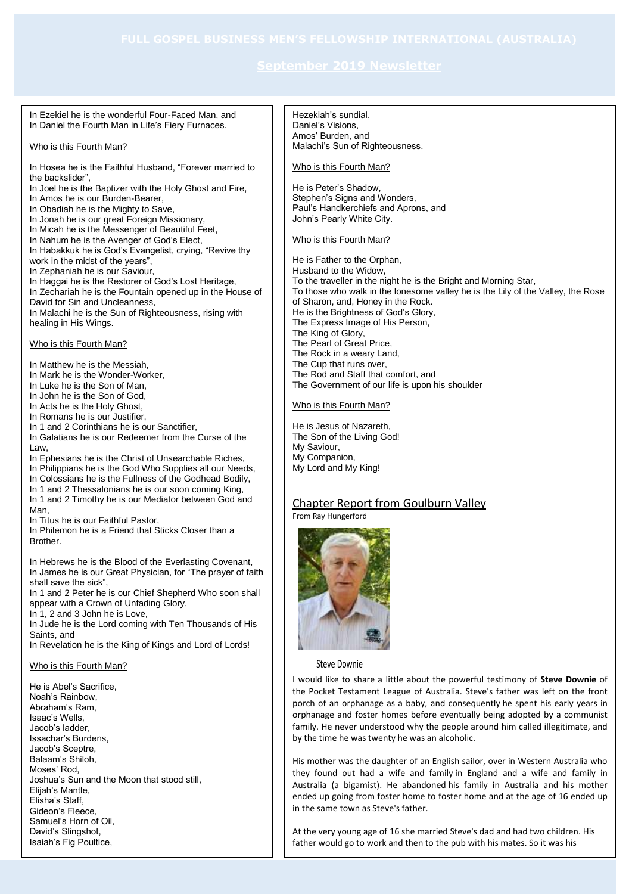In Ezekiel he is the wonderful Four-Faced Man, and
In Daniel the Fourth Man in Life's Fiery Furnaces.

Who is this Fourth Man?

In Hosea he is the Faithful Husband, "Forever married to the backslider",
In Joel he is the Baptizer with the Holy Ghost and Fire,
In Amos he is our Burden-Bearer,
In Obadiah he is the Mighty to Save,
In Jonah he is our great Foreign Missionary,
In Micah he is the Messenger of Beautiful Feet,
In Nahum he is the Avenger of God's Elect,
In Habakkuk he is God's Evangelist, crying, "Revive thy work in the midst of the years",
In Zephaniah he is our Saviour,
In Haggai he is the Restorer of God's Lost Heritage,
In Zechariah he is the Fountain opened up in the House of David for Sin and Uncleanness,
In Malachi he is the Sun of Righteousness, rising with healing in His Wings.

Who is this Fourth Man?

In Matthew he is the Messiah,
In Mark he is the Wonder-Worker,
In Luke he is the Son of Man,
In John he is the Son of God,
In Acts he is the Holy Ghost,
In Romans he is our Justifier,
In 1 and 2 Corinthians he is our Sanctifier,
In Galatians he is our Redeemer from the Curse of the Law,
In Ephesians he is the Christ of Unsearchable Riches,
In Philippians he is the God Who Supplies all our Needs,
In Colossians he is the Fullness of the Godhead Bodily,
In 1 and 2 Thessalonians he is our soon coming King,
In 1 and 2 Timothy he is our Mediator between God and Man,
In Titus he is our Faithful Pastor,
In Philemon he is a Friend that Sticks Closer than a Brother.

In Hebrews he is the Blood of the Everlasting Covenant,
In James he is our Great Physician, for "The prayer of faith shall save the sick",
In 1 and 2 Peter he is our Chief Shepherd Who soon shall appear with a Crown of Unfading Glory,
In 1, 2 and 3 John he is Love,
In Jude he is the Lord coming with Ten Thousands of His Saints, and
In Revelation he is the King of Kings and Lord of Lords!

Who is this Fourth Man?

He is Abel's Sacrifice,
Noah's Rainbow,
Abraham's Ram,
Isaac's Wells,
Jacob's ladder,
Issachar's Burdens,
Jacob's Sceptre,
Balaam's Shiloh,
Moses' Rod,
Joshua's Sun and the Moon that stood still,
Elijah's Mantle,
Elisha's Staff,
Gideon's Fleece,
Samuel's Horn of Oil,
David's Slingshot,
Isaiah's Fig Poultice,
Hezekiah's sundial,
Daniel's Visions,
Amos' Burden, and
Malachi's Sun of Righteousness.

Who is this Fourth Man?

He is Peter's Shadow,
Stephen's Signs and Wonders,
Paul's Handkerchiefs and Aprons, and
John's Pearly White City.

Who is this Fourth Man?

He is Father to the Orphan,
Husband to the Widow,
To the traveller in the night he is the Bright and Morning Star,
To those who walk in the lonesome valley he is the Lily of the Valley, the Rose of Sharon, and, Honey in the Rock.
He is the Brightness of God's Glory,
The Express Image of His Person,
The King of Glory,
The Pearl of Great Price,
The Rock in a weary Land,
The Cup that runs over,
The Rod and Staff that comfort, and
The Government of our life is upon his shoulder

Who is this Fourth Man?

He is Jesus of Nazareth,
The Son of the Living God!
My Saviour,
My Companion,
My Lord and My King!

## Chapter Report from Goulburn Valley

From Ray Hungerford

Steve Downie

I would like to share a little about the powerful testimony of **Steve Downie** of the Pocket Testament League of Australia. Steve's father was left on the front porch of an orphanage as a baby, and consequently he spent his early years in orphanage and foster homes before eventually being adopted by a communist family. He never understood why the people around him called illegitimate, and by the time he was twenty he was an alcoholic.

His mother was the daughter of an English sailor, over in Western Australia who they found out had a wife and family in England and a wife and family in Australia (a bigamist). He abandoned his family in Australia and his mother ended up going from foster home to foster home and at the age of 16 ended up in the same town as Steve's father.

At the very young age of 16 she married Steve's dad and had two children. His father would go to work and then to the pub with his mates. So it was his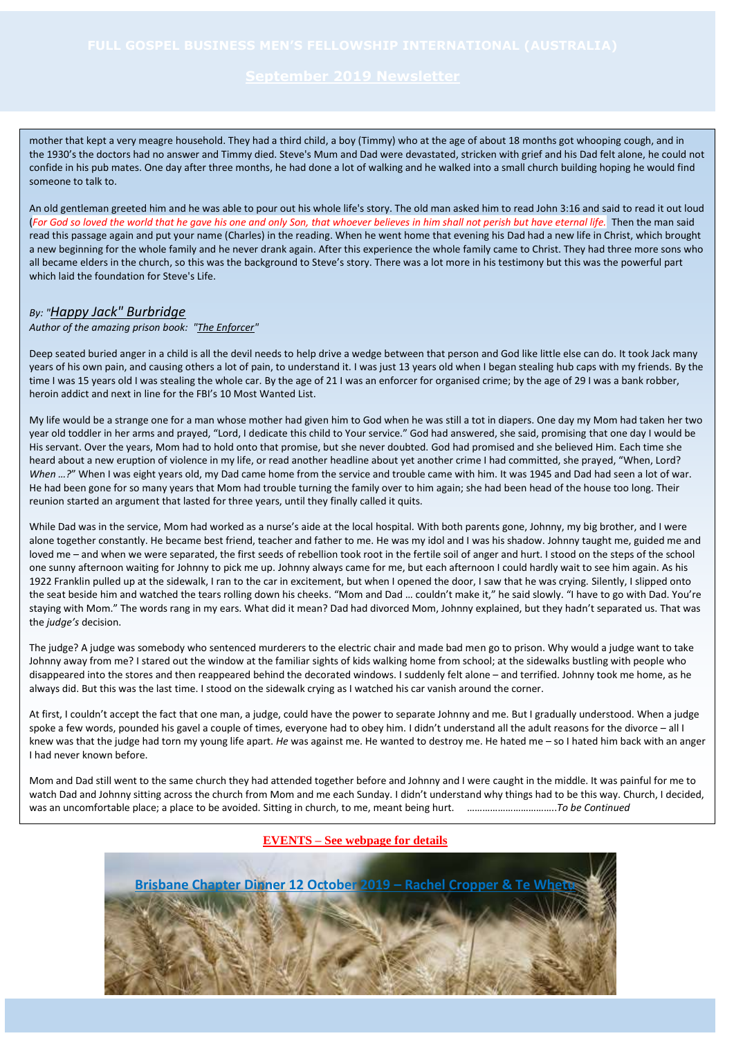mother that kept a very meagre household. They had a third child, a boy (Timmy) who at the age of about 18 months got whooping cough, and in the 1930's the doctors had no answer and Timmy died. Steve's Mum and Dad were devastated, stricken with grief and his Dad felt alone, he could not confide in his pub mates. One day after three months, he had done a lot of walking and he walked into a small church building hoping he would find someone to talk to.

An old gentleman greeted him and he was able to pour out his whole life's story. The old man asked him to read John 3:16 and said to read it out loud (*For God so loved the world that he gave his one and only Son, that whoever believes in him shall not perish but have eternal life.* Then the man said read this passage again and put your name (Charles) in the reading. When he went home that evening his Dad had a new life in Christ, which brought a new beginning for the whole family and he never drank again. After this experience the whole family came to Christ. They had three more sons who all became elders in the church, so this was the background to Steve's story. There was a lot more in his testimony but this was the powerful part which laid the foundation for Steve's Life.

*By: "Happy Jack" Burbridge*

*Author of the amazing prison book: "The Enforcer"*

Deep seated buried anger in a child is all the devil needs to help drive a wedge between that person and God like little else can do. It took Jack many years of his own pain, and causing others a lot of pain, to understand it. I was just 13 years old when I began stealing hub caps with my friends. By the time I was 15 years old I was stealing the whole car. By the age of 21 I was an enforcer for organised crime; by the age of 29 I was a bank robber, heroin addict and next in line for the FBI's 10 Most Wanted List.

My life would be a strange one for a man whose mother had given him to God when he was still a tot in diapers. One day my Mom had taken her two year old toddler in her arms and prayed, "Lord, I dedicate this child to Your service." God had answered, she said, promising that one day I would be His servant. Over the years, Mom had to hold onto that promise, but she never doubted. God had promised and she believed Him. Each time she heard about a new eruption of violence in my life, or read another headline about yet another crime I had committed, she prayed, "When, Lord? *When …?*" When I was eight years old, my Dad came home from the service and trouble came with him. It was 1945 and Dad had seen a lot of war. He had been gone for so many years that Mom had trouble turning the family over to him again; she had been head of the house too long. Their reunion started an argument that lasted for three years, until they finally called it quits.

While Dad was in the service, Mom had worked as a nurse's aide at the local hospital. With both parents gone, Johnny, my big brother, and I were alone together constantly. He became best friend, teacher and father to me. He was my idol and I was his shadow. Johnny taught me, guided me and loved me – and when we were separated, the first seeds of rebellion took root in the fertile soil of anger and hurt. I stood on the steps of the school one sunny afternoon waiting for Johnny to pick me up. Johnny always came for me, but each afternoon I could hardly wait to see him again. As his 1922 Franklin pulled up at the sidewalk, I ran to the car in excitement, but when I opened the door, I saw that he was crying. Silently, I slipped onto the seat beside him and watched the tears rolling down his cheeks. "Mom and Dad … couldn't make it," he said slowly. "I have to go with Dad. You're staying with Mom." The words rang in my ears. What did it mean? Dad had divorced Mom, Johnny explained, but they hadn't separated us. That was the *judge's* decision.

The judge? A judge was somebody who sentenced murderers to the electric chair and made bad men go to prison. Why would a judge want to take Johnny away from me? I stared out the window at the familiar sights of kids walking home from school; at the sidewalks bustling with people who disappeared into the stores and then reappeared behind the decorated windows. I suddenly felt alone – and terrified. Johnny took me home, as he always did. But this was the last time. I stood on the sidewalk crying as I watched his car vanish around the corner.

At first, I couldn't accept the fact that one man, a judge, could have the power to separate Johnny and me. But I gradually understood. When a judge spoke a few words, pounded his gavel a couple of times, everyone had to obey him. I didn't understand all the adult reasons for the divorce – all I knew was that the judge had torn my young life apart. *He* was against me. He wanted to destroy me. He hated me – so I hated him back with an anger I had never known before.

Mom and Dad still went to the same church they had attended together before and Johnny and I were caught in the middle. It was painful for me to watch Dad and Johnny sitting across the church from Mom and me each Sunday. I didn't understand why things had to be this way. Church, I decided, was an uncomfortable place; a place to be avoided. Sitting in church, to me, meant being hurt. ……………………………..*To be Continued*

**EVENTS – See webpage for details**

Brisbane Chapter Dinner 12 October 2019 – Rachel Cropper & Te Wheto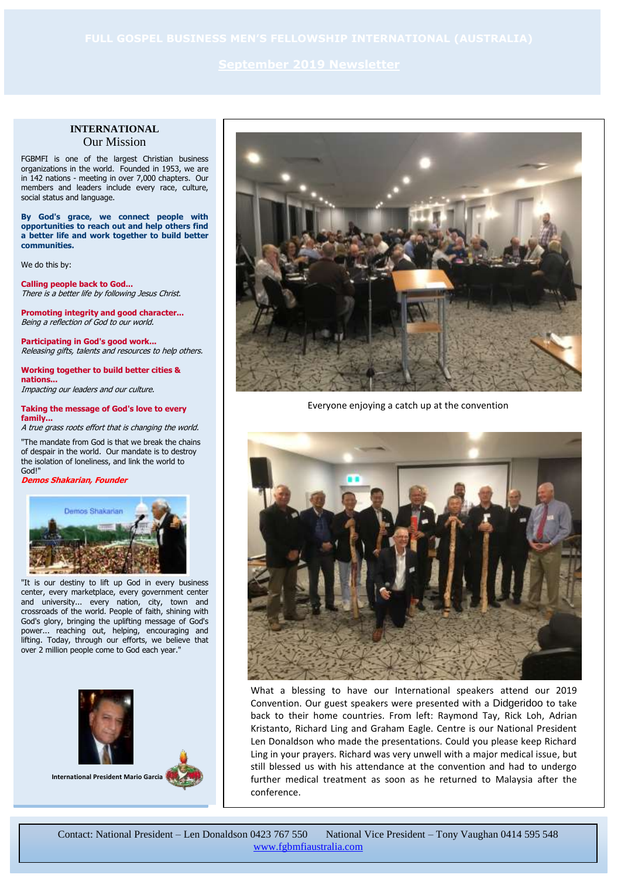# FULL GOSPEL BUSINESS MEN'S FELLOWSHIP INTERNATIONAL (AUSTRALIA)

## September 2019 Newsletter

### INTERNATIONAL
### Our Mission

FGBMFI is one of the largest Christian business organizations in the world. Founded in 1953, we are in 142 nations - meeting in over 7,000 chapters. Our members and leaders include every race, culture, social status and language.

**By God's grace, we connect people with opportunities to reach out and help others find a better life and work together to build better communities.**

We do this by:

**Calling people back to God...**
*There is a better life by following Jesus Christ.*

**Promoting integrity and good character...**
*Being a reflection of God to our world.*

**Participating in God's good work...**
*Releasing gifts, talents and resources to help others.*

**Working together to build better cities & nations...**
*Impacting our leaders and our culture.*

**Taking the message of God's love to every family...**
*A true grass roots effort that is changing the world.*

"The mandate from God is that we break the chains of despair in the world. Our mandate is to destroy the isolation of loneliness, and link the world to God!"
***Demos Shakarian, Founder***

Demos Shakarian

"It is our destiny to lift up God in every business center, every marketplace, every government center and university... every nation, city, town and crossroads of the world. People of faith, shining with God's glory, bringing the uplifting message of God's power... reaching out, helping, encouraging and lifting. Today, through our efforts, we believe that over 2 million people come to God each year."

**International President Mario Garcia**

Everyone enjoying a catch up at the convention

What a blessing to have our International speakers attend our 2019 Convention. Our guest speakers were presented with a Didgeridoo to take back to their home countries. From left: Raymond Tay, Rick Loh, Adrian Kristanto, Richard Ling and Graham Eagle. Centre is our National President Len Donaldson who made the presentations. Could you please keep Richard Ling in your prayers. Richard was very unwell with a major medical issue, but still blessed us with his attendance at the convention and had to undergo further medical treatment as soon as he returned to Malaysia after the conference.

Contact: National President – Len Donaldson 0423 767 550 National Vice President – Tony Vaughan 0414 595 548
www.fgbmfiaustralia.com